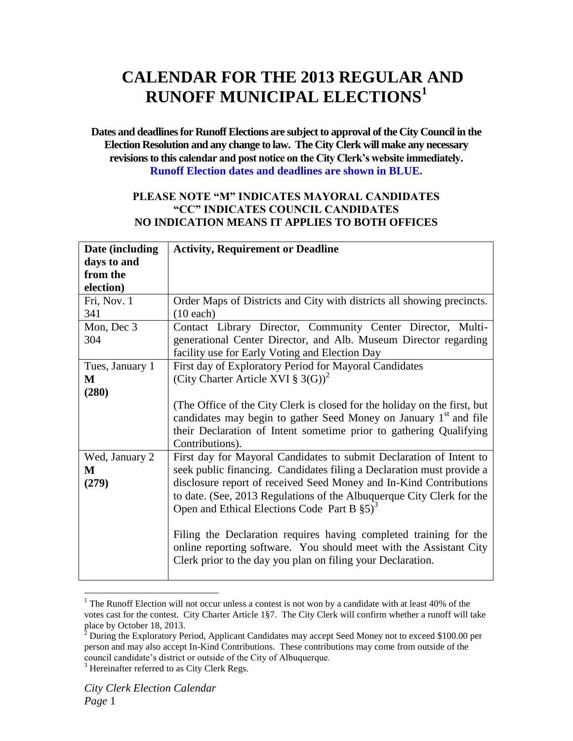# CALENDAR FOR THE 2013 REGULAR AND RUNOFF MUNICIPAL ELECTIONS[1]

**Dates and deadlines for Runoff Elections are subject to approval of the City Council in the Election Resolution and any change to law. The City Clerk will make any necessary revisions to this calendar and post notice on the City Clerk's website immediately. Runoff Election dates and deadlines are shown in BLUE.**

**PLEASE NOTE "M" INDICATES MAYORAL CANDIDATES**
**"CC" INDICATES COUNCIL CANDIDATES**
**NO INDICATION MEANS IT APPLIES TO BOTH OFFICES**

| Date (including days to and from the election) | Activity, Requirement or Deadline |
|---|---|
| Fri, Nov. 1<br>341 | Order Maps of Districts and City with districts all showing precincts. (10 each) |
| Mon, Dec 3<br>304 | Contact Library Director, Community Center Director, Multi-generational Center Director, and Alb. Museum Director regarding facility use for Early Voting and Election Day |
| Tues, January 1<br>**M**<br>**(280)** | First day of Exploratory Period for Mayoral Candidates (City Charter Article XVI § 3(G))[2]<br><br>(The Office of the City Clerk is closed for the holiday on the first, but candidates may begin to gather Seed Money on January 1st and file their Declaration of Intent sometime prior to gathering Qualifying Contributions). |
| Wed, January 2<br>**M**<br>**(279)** | First day for Mayoral Candidates to submit Declaration of Intent to seek public financing. Candidates filing a Declaration must provide a disclosure report of received Seed Money and In-Kind Contributions to date. (See, 2013 Regulations of the Albuquerque City Clerk for the Open and Ethical Elections Code Part B §5)[3]<br><br>Filing the Declaration requires having completed training for the online reporting software. You should meet with the Assistant City Clerk prior to the day you plan on filing your Declaration. |

[1] The Runoff Election will not occur unless a contest is not won by a candidate with at least 40% of the votes cast for the contest. City Charter Article 1§7. The City Clerk will confirm whether a runoff will take place by October 18, 2013.

[2] During the Exploratory Period, Applicant Candidates may accept Seed Money not to exceed $100.00 per person and may also accept In-Kind Contributions. These contributions may come from outside of the council candidate's district or outside of the City of Albuquerque.

[3] Hereinafter referred to as City Clerk Regs.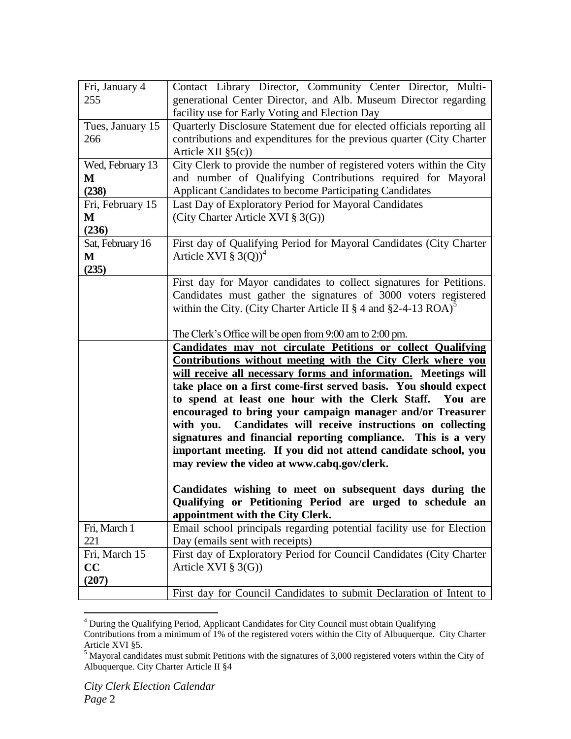| | |
|---|---|
| Fri, January 4<br>255 | Contact Library Director, Community Center Director, Multi-generational Center Director, and Alb. Museum Director regarding facility use for Early Voting and Election Day |
| Tues, January 15<br>266 | Quarterly Disclosure Statement due for elected officials reporting all contributions and expenditures for the previous quarter (City Charter Article XII §5(c)) |
| Wed, February 13<br>**M**<br>**(238)** | City Clerk to provide the number of registered voters within the City and number of Qualifying Contributions required for Mayoral Applicant Candidates to become Participating Candidates |
| Fri, February 15<br>**M**<br>**(236)** | Last Day of Exploratory Period for Mayoral Candidates (City Charter Article XVI § 3(G)) |
| Sat, February 16<br>**M**<br>**(235)** | First day of Qualifying Period for Mayoral Candidates (City Charter Article XVI § 3(Q))[4] |
| | First day for Mayor candidates to collect signatures for Petitions. Candidates must gather the signatures of 3000 voters registered within the City. (City Charter Article II § 4 and §2-4-13 ROA)[5]<br><br>The Clerk's Office will be open from 9:00 am to 2:00 pm. |
| | **Candidates may not circulate Petitions or collect Qualifying Contributions without meeting with the City Clerk where you will receive all necessary forms and information. Meetings will take place on a first come-first served basis. You should expect to spend at least one hour with the Clerk Staff. You are encouraged to bring your campaign manager and/or Treasurer with you. Candidates will receive instructions on collecting signatures and financial reporting compliance. This is a very important meeting. If you did not attend candidate school, you may review the video at www.cabq.gov/clerk.**<br><br>**Candidates wishing to meet on subsequent days during the Qualifying or Petitioning Period are urged to schedule an appointment with the City Clerk.** |
| Fri, March 1<br>221 | Email school principals regarding potential facility use for Election Day (emails sent with receipts) |
| Fri, March 15<br>**CC**<br>**(207)** | First day of Exploratory Period for Council Candidates (City Charter Article XVI § 3(G)) |
| | First day for Council Candidates to submit Declaration of Intent to |

[4] During the Qualifying Period, Applicant Candidates for City Council must obtain Qualifying Contributions from a minimum of 1% of the registered voters within the City of Albuquerque. City Charter Article XVI §5.

[5] Mayoral candidates must submit Petitions with the signatures of 3,000 registered voters within the City of Albuquerque. City Charter Article II §4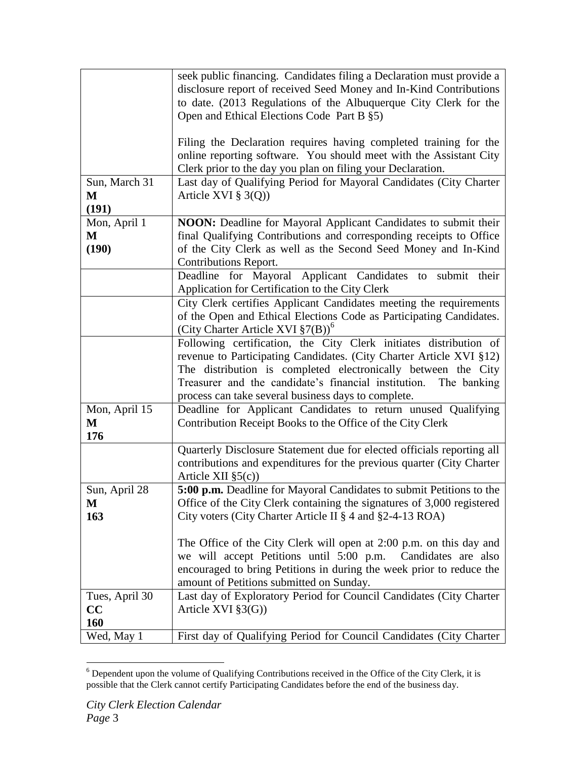| | |
|---|---|
| | seek public financing. Candidates filing a Declaration must provide a disclosure report of received Seed Money and In-Kind Contributions to date. (2013 Regulations of the Albuquerque City Clerk for the Open and Ethical Elections Code Part B §5)<br><br>Filing the Declaration requires having completed training for the online reporting software. You should meet with the Assistant City Clerk prior to the day you plan on filing your Declaration. |
| Sun, March 31<br>**M**<br>**(191)** | Last day of Qualifying Period for Mayoral Candidates (City Charter Article XVI § 3(Q)) |
| Mon, April 1<br>**M**<br>**(190)** | **NOON:** Deadline for Mayoral Applicant Candidates to submit their final Qualifying Contributions and corresponding receipts to Office of the City Clerk as well as the Second Seed Money and In-Kind Contributions Report. |
| | Deadline for Mayoral Applicant Candidates to submit their Application for Certification to the City Clerk |
| | City Clerk certifies Applicant Candidates meeting the requirements of the Open and Ethical Elections Code as Participating Candidates. (City Charter Article XVI §7(B))[6] |
| | Following certification, the City Clerk initiates distribution of revenue to Participating Candidates. (City Charter Article XVI §12) The distribution is completed electronically between the City Treasurer and the candidate's financial institution. The banking process can take several business days to complete. |
| Mon, April 15<br>**M**<br>**176** | Deadline for Applicant Candidates to return unused Qualifying Contribution Receipt Books to the Office of the City Clerk |
| | Quarterly Disclosure Statement due for elected officials reporting all contributions and expenditures for the previous quarter (City Charter Article XII §5(c)) |
| Sun, April 28<br>**M**<br>**163** | **5:00 p.m.** Deadline for Mayoral Candidates to submit Petitions to the Office of the City Clerk containing the signatures of 3,000 registered City voters (City Charter Article II § 4 and §2-4-13 ROA)<br><br>The Office of the City Clerk will open at 2:00 p.m. on this day and we will accept Petitions until 5:00 p.m. Candidates are also encouraged to bring Petitions in during the week prior to reduce the amount of Petitions submitted on Sunday. |
| Tues, April 30<br>**CC**<br>**160** | Last day of Exploratory Period for Council Candidates (City Charter Article XVI §3(G)) |
| Wed, May 1 | First day of Qualifying Period for Council Candidates (City Charter |

[6] Dependent upon the volume of Qualifying Contributions received in the Office of the City Clerk, it is possible that the Clerk cannot certify Participating Candidates before the end of the business day.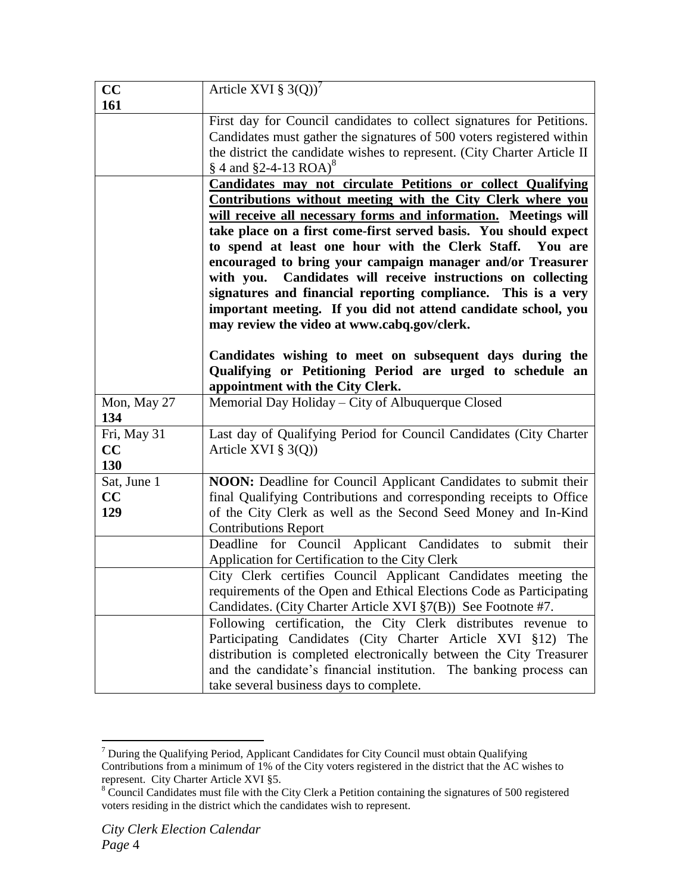| | |
|---|---|
| **CC**<br>**161** | Article XVI § 3(Q))[7] |
| | First day for Council candidates to collect signatures for Petitions. Candidates must gather the signatures of 500 voters registered within the district the candidate wishes to represent. (City Charter Article II § 4 and §2-4-13 ROA)[8] |
| | **Candidates may not circulate Petitions or collect Qualifying Contributions without meeting with the City Clerk where you will receive all necessary forms and information. Meetings will take place on a first come-first served basis. You should expect to spend at least one hour with the Clerk Staff. You are encouraged to bring your campaign manager and/or Treasurer with you. Candidates will receive instructions on collecting signatures and financial reporting compliance. This is a very important meeting. If you did not attend candidate school, you may review the video at www.cabq.gov/clerk.**<br><br>**Candidates wishing to meet on subsequent days during the Qualifying or Petitioning Period are urged to schedule an appointment with the City Clerk.** |
| Mon, May 27<br>**134** | Memorial Day Holiday – City of Albuquerque Closed |
| Fri, May 31<br>**CC**<br>**130** | Last day of Qualifying Period for Council Candidates (City Charter Article XVI § 3(Q)) |
| Sat, June 1<br>**CC**<br>**129** | **NOON:** Deadline for Council Applicant Candidates to submit their final Qualifying Contributions and corresponding receipts to Office of the City Clerk as well as the Second Seed Money and In-Kind Contributions Report |
| | Deadline for Council Applicant Candidates to submit their Application for Certification to the City Clerk |
| | City Clerk certifies Council Applicant Candidates meeting the requirements of the Open and Ethical Elections Code as Participating Candidates. (City Charter Article XVI §7(B)) See Footnote #7. |
| | Following certification, the City Clerk distributes revenue to Participating Candidates (City Charter Article XVI §12) The distribution is completed electronically between the City Treasurer and the candidate's financial institution. The banking process can take several business days to complete. |

[7] During the Qualifying Period, Applicant Candidates for City Council must obtain Qualifying Contributions from a minimum of 1% of the City voters registered in the district that the AC wishes to represent. City Charter Article XVI §5.

[8] Council Candidates must file with the City Clerk a Petition containing the signatures of 500 registered voters residing in the district which the candidates wish to represent.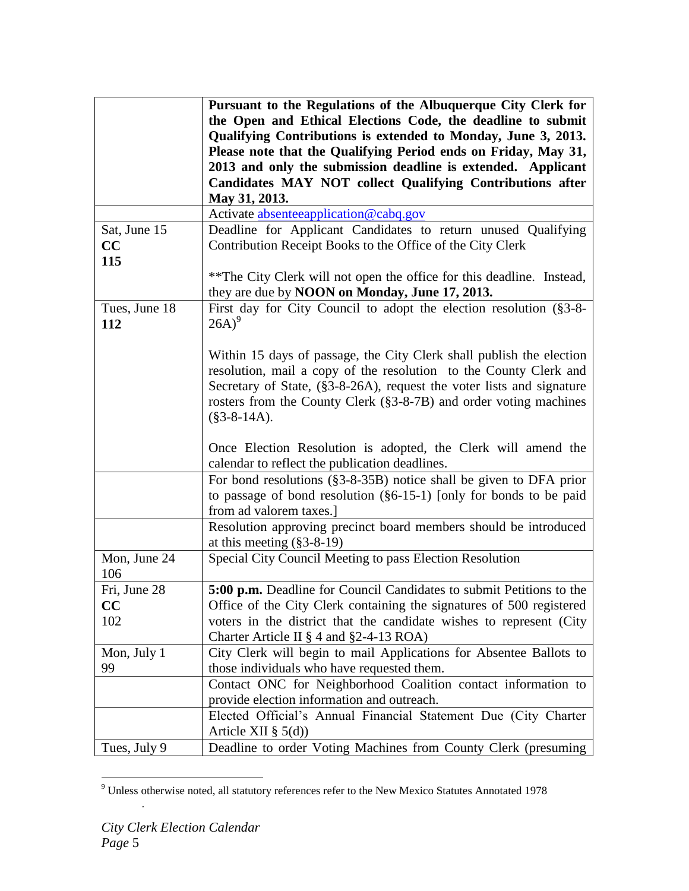| | |
|---|---|
| | **Pursuant to the Regulations of the Albuquerque City Clerk for the Open and Ethical Elections Code, the deadline to submit Qualifying Contributions is extended to Monday, June 3, 2013. Please note that the Qualifying Period ends on Friday, May 31, 2013 and only the submission deadline is extended. Applicant Candidates MAY NOT collect Qualifying Contributions after May 31, 2013.** |
| | Activate absenteeapplication@cabq.gov |
| Sat, June 15<br>**CC**<br>**115** | Deadline for Applicant Candidates to return unused Qualifying Contribution Receipt Books to the Office of the City Clerk<br><br>**The City Clerk will not open the office for this deadline. Instead, they are due by **NOON on Monday, June 17, 2013.** |
| Tues, June 18<br>**112** | First day for City Council to adopt the election resolution (§3-8-26A)[9]<br><br>Within 15 days of passage, the City Clerk shall publish the election resolution, mail a copy of the resolution to the County Clerk and Secretary of State, (§3-8-26A), request the voter lists and signature rosters from the County Clerk (§3-8-7B) and order voting machines (§3-8-14A).<br><br>Once Election Resolution is adopted, the Clerk will amend the calendar to reflect the publication deadlines. |
| | For bond resolutions (§3-8-35B) notice shall be given to DFA prior to passage of bond resolution (§6-15-1) [only for bonds to be paid from ad valorem taxes.] |
| | Resolution approving precinct board members should be introduced at this meeting (§3-8-19) |
| Mon, June 24<br>106 | Special City Council Meeting to pass Election Resolution |
| Fri, June 28<br>**CC**<br>102 | **5:00 p.m.** Deadline for Council Candidates to submit Petitions to the Office of the City Clerk containing the signatures of 500 registered voters in the district that the candidate wishes to represent (City Charter Article II § 4 and §2-4-13 ROA) |
| Mon, July 1<br>99 | City Clerk will begin to mail Applications for Absentee Ballots to those individuals who have requested them. |
| | Contact ONC for Neighborhood Coalition contact information to provide election information and outreach. |
| | Elected Official's Annual Financial Statement Due (City Charter Article XII § 5(d)) |
| Tues, July 9 | Deadline to order Voting Machines from County Clerk (presuming |

[9] Unless otherwise noted, all statutory references refer to the New Mexico Statutes Annotated 1978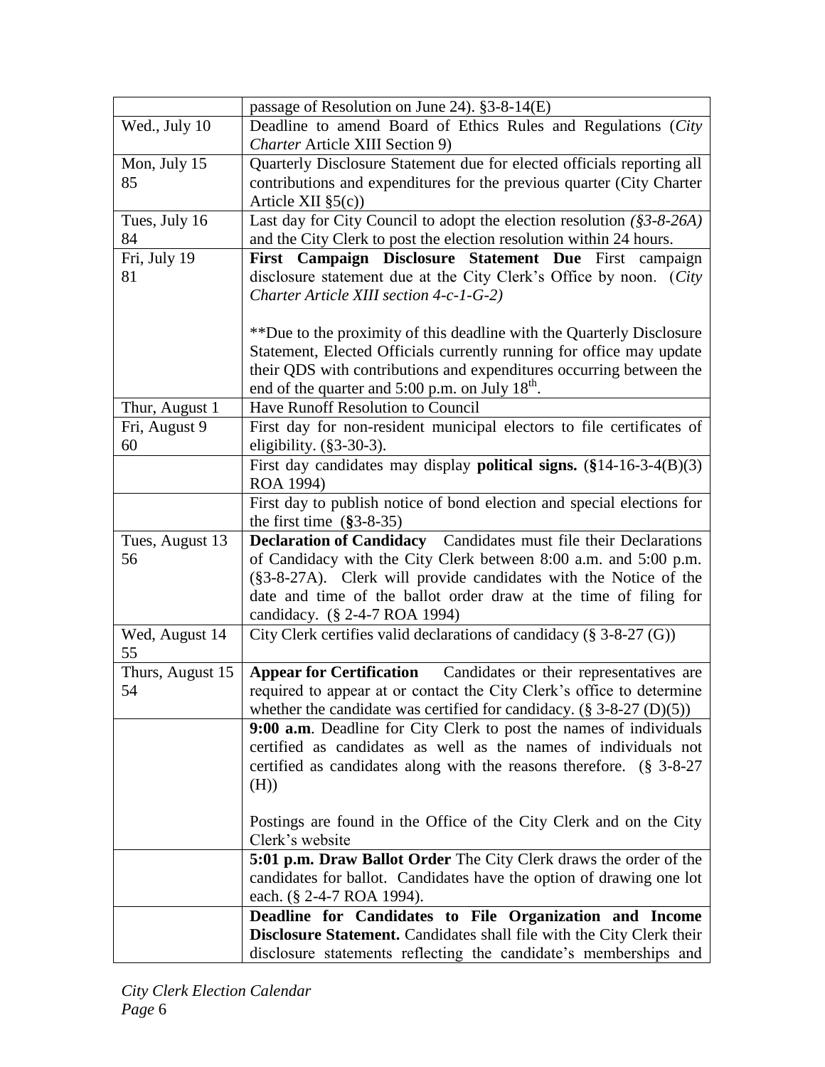| | |
|---|---|
| | passage of Resolution on June 24). §3-8-14(E) |
| Wed., July 10 | Deadline to amend Board of Ethics Rules and Regulations (*City Charter* Article XIII Section 9) |
| Mon, July 15<br>85 | Quarterly Disclosure Statement due for elected officials reporting all contributions and expenditures for the previous quarter (City Charter Article XII §5(c)) |
| Tues, July 16<br>84 | Last day for City Council to adopt the election resolution *(§3-8-26A)* and the City Clerk to post the election resolution within 24 hours. |
| Fri, July 19<br>81 | **First Campaign Disclosure Statement Due** First campaign disclosure statement due at the City Clerk's Office by noon. (*City Charter Article XIII section 4-c-1-G-2)*<br><br>**Due to the proximity of this deadline with the Quarterly Disclosure Statement, Elected Officials currently running for office may update their QDS with contributions and expenditures occurring between the end of the quarter and 5:00 p.m. on July 18th. |
| Thur, August 1 | Have Runoff Resolution to Council |
| Fri, August 9<br>60 | First day for non-resident municipal electors to file certificates of eligibility. (§3-30-3). |
| | First day candidates may display **political signs.** (**§**14-16-3-4(B)(3) ROA 1994) |
| | First day to publish notice of bond election and special elections for the first time (**§**3-8-35) |
| Tues, August 13<br>56 | **Declaration of Candidacy** Candidates must file their Declarations of Candidacy with the City Clerk between 8:00 a.m. and 5:00 p.m. (§3-8-27A). Clerk will provide candidates with the Notice of the date and time of the ballot order draw at the time of filing for candidacy. (§ 2-4-7 ROA 1994) |
| Wed, August 14<br>55 | City Clerk certifies valid declarations of candidacy (§ 3-8-27 (G)) |
| Thurs, August 15<br>54 | **Appear for Certification** Candidates or their representatives are required to appear at or contact the City Clerk's office to determine whether the candidate was certified for candidacy. (§ 3-8-27 (D)(5)) |
| | **9:00 a.m**. Deadline for City Clerk to post the names of individuals certified as candidates as well as the names of individuals not certified as candidates along with the reasons therefore. (§ 3-8-27 (H))<br><br>Postings are found in the Office of the City Clerk and on the City Clerk's website |
| | **5:01 p.m. Draw Ballot Order** The City Clerk draws the order of the candidates for ballot. Candidates have the option of drawing one lot each. (§ 2-4-7 ROA 1994). |
| | **Deadline for Candidates to File Organization and Income Disclosure Statement.** Candidates shall file with the City Clerk their disclosure statements reflecting the candidate's memberships and |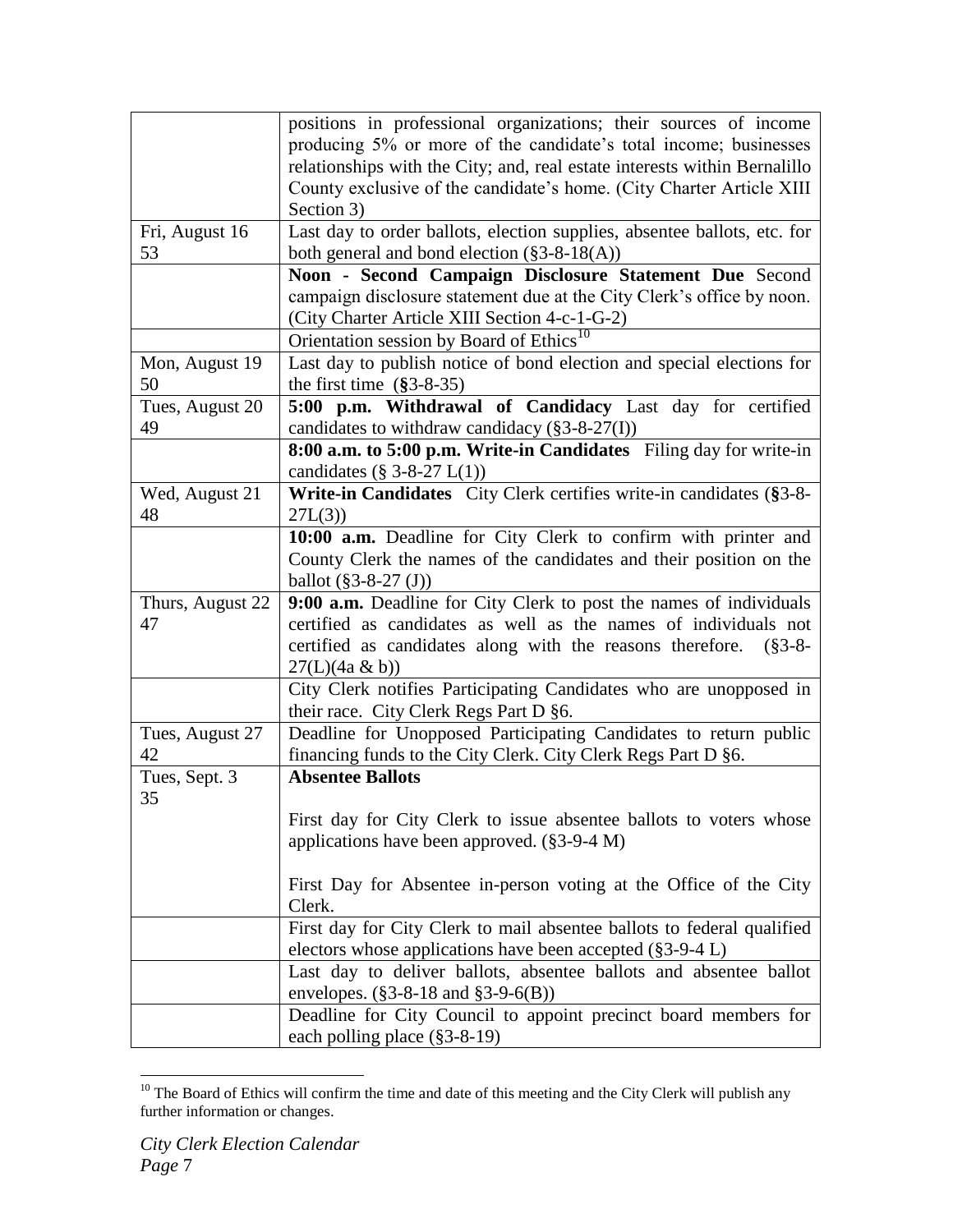|  |  |
|---|---|
|  | positions in professional organizations; their sources of income producing 5% or more of the candidate's total income; businesses relationships with the City; and, real estate interests within Bernalillo County exclusive of the candidate's home. (City Charter Article XIII Section 3) |
| Fri, August 16<br>53 | Last day to order ballots, election supplies, absentee ballots, etc. for both general and bond election (§3-8-18(A)) |
|  | **Noon - Second Campaign Disclosure Statement Due** Second campaign disclosure statement due at the City Clerk's office by noon. (City Charter Article XIII Section 4-c-1-G-2) |
|  | Orientation session by Board of Ethics[10] |
| Mon, August 19<br>50 | Last day to publish notice of bond election and special elections for the first time (**§**3-8-35) |
| Tues, August 20<br>49 | **5:00 p.m. Withdrawal of Candidacy** Last day for certified candidates to withdraw candidacy (§3-8-27(I)) |
|  | **8:00 a.m. to 5:00 p.m. Write-in Candidates** Filing day for write-in candidates (§ 3-8-27 L(1)) |
| Wed, August 21<br>48 | **Write-in Candidates** City Clerk certifies write-in candidates (**§**3-8-27L(3)) |
|  | **10:00 a.m.** Deadline for City Clerk to confirm with printer and County Clerk the names of the candidates and their position on the ballot (§3-8-27 (J)) |
| Thurs, August 22<br>47 | **9:00 a.m.** Deadline for City Clerk to post the names of individuals certified as candidates as well as the names of individuals not certified as candidates along with the reasons therefore. (§3-8-27(L)(4a & b)) |
|  | City Clerk notifies Participating Candidates who are unopposed in their race. City Clerk Regs Part D §6. |
| Tues, August 27<br>42 | Deadline for Unopposed Participating Candidates to return public financing funds to the City Clerk. City Clerk Regs Part D §6. |
| Tues, Sept. 3<br>35 | **Absentee Ballots**<br><br>First day for City Clerk to issue absentee ballots to voters whose applications have been approved. (§3-9-4 M)<br><br>First Day for Absentee in-person voting at the Office of the City Clerk. |
|  | First day for City Clerk to mail absentee ballots to federal qualified electors whose applications have been accepted (§3-9-4 L) |
|  | Last day to deliver ballots, absentee ballots and absentee ballot envelopes. (§3-8-18 and §3-9-6(B)) |
|  | Deadline for City Council to appoint precinct board members for each polling place (§3-8-19) |

[10] The Board of Ethics will confirm the time and date of this meeting and the City Clerk will publish any further information or changes.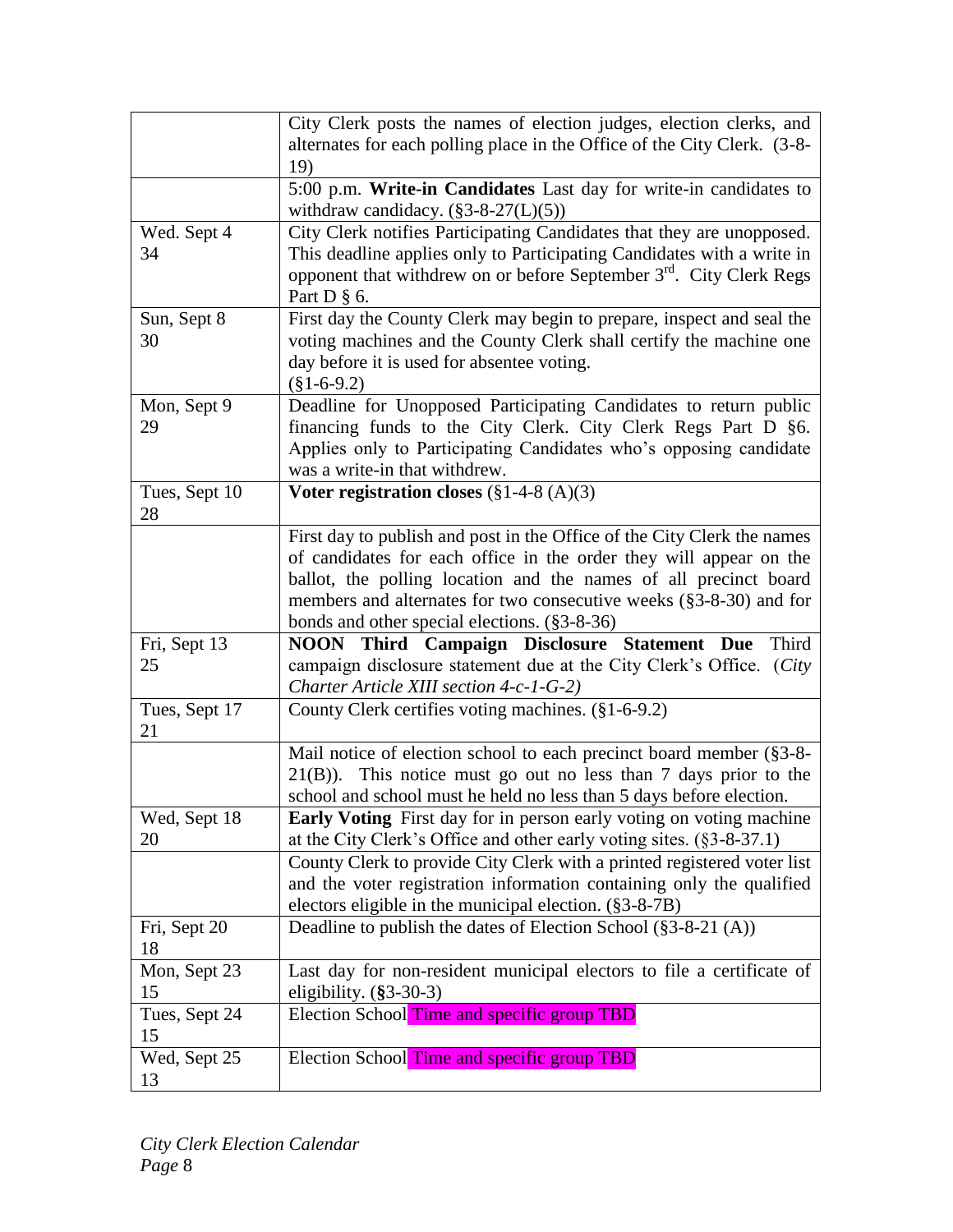| | |
|---|---|
| | City Clerk posts the names of election judges, election clerks, and alternates for each polling place in the Office of the City Clerk. (3-8-19) |
| | 5:00 p.m. **Write-in Candidates** Last day for write-in candidates to withdraw candidacy. (§3-8-27(L)(5)) |
| Wed. Sept 4<br>34 | City Clerk notifies Participating Candidates that they are unopposed. This deadline applies only to Participating Candidates with a write in opponent that withdrew on or before September 3rd. City Clerk Regs Part D § 6. |
| Sun, Sept 8<br>30 | First day the County Clerk may begin to prepare, inspect and seal the voting machines and the County Clerk shall certify the machine one day before it is used for absentee voting.<br>(§1-6-9.2) |
| Mon, Sept 9<br>29 | Deadline for Unopposed Participating Candidates to return public financing funds to the City Clerk. City Clerk Regs Part D §6. Applies only to Participating Candidates who's opposing candidate was a write-in that withdrew. |
| Tues, Sept 10<br>28 | **Voter registration closes** (§1-4-8 (A)(3) |
| | First day to publish and post in the Office of the City Clerk the names of candidates for each office in the order they will appear on the ballot, the polling location and the names of all precinct board members and alternates for two consecutive weeks (§3-8-30) and for bonds and other special elections. (§3-8-36) |
| Fri, Sept 13<br>25 | **NOON Third Campaign Disclosure Statement Due** Third campaign disclosure statement due at the City Clerk's Office. (*City Charter Article XIII section 4-c-1-G-2)* |
| Tues, Sept 17<br>21 | County Clerk certifies voting machines. (§1-6-9.2) |
| | Mail notice of election school to each precinct board member (§3-8-21(B)). This notice must go out no less than 7 days prior to the school and school must he held no less than 5 days before election. |
| Wed, Sept 18<br>20 | **Early Voting** First day for in person early voting on voting machine at the City Clerk's Office and other early voting sites. (§3-8-37.1) |
| | County Clerk to provide City Clerk with a printed registered voter list and the voter registration information containing only the qualified electors eligible in the municipal election. (§3-8-7B) |
| Fri, Sept 20<br>18 | Deadline to publish the dates of Election School (§3-8-21 (A)) |
| Mon, Sept 23<br>15 | Last day for non-resident municipal electors to file a certificate of eligibility. (**§**3-30-3) |
| Tues, Sept 24<br>15 | Election School Time and specific group TBD |
| Wed, Sept 25<br>13 | Election School Time and specific group TBD |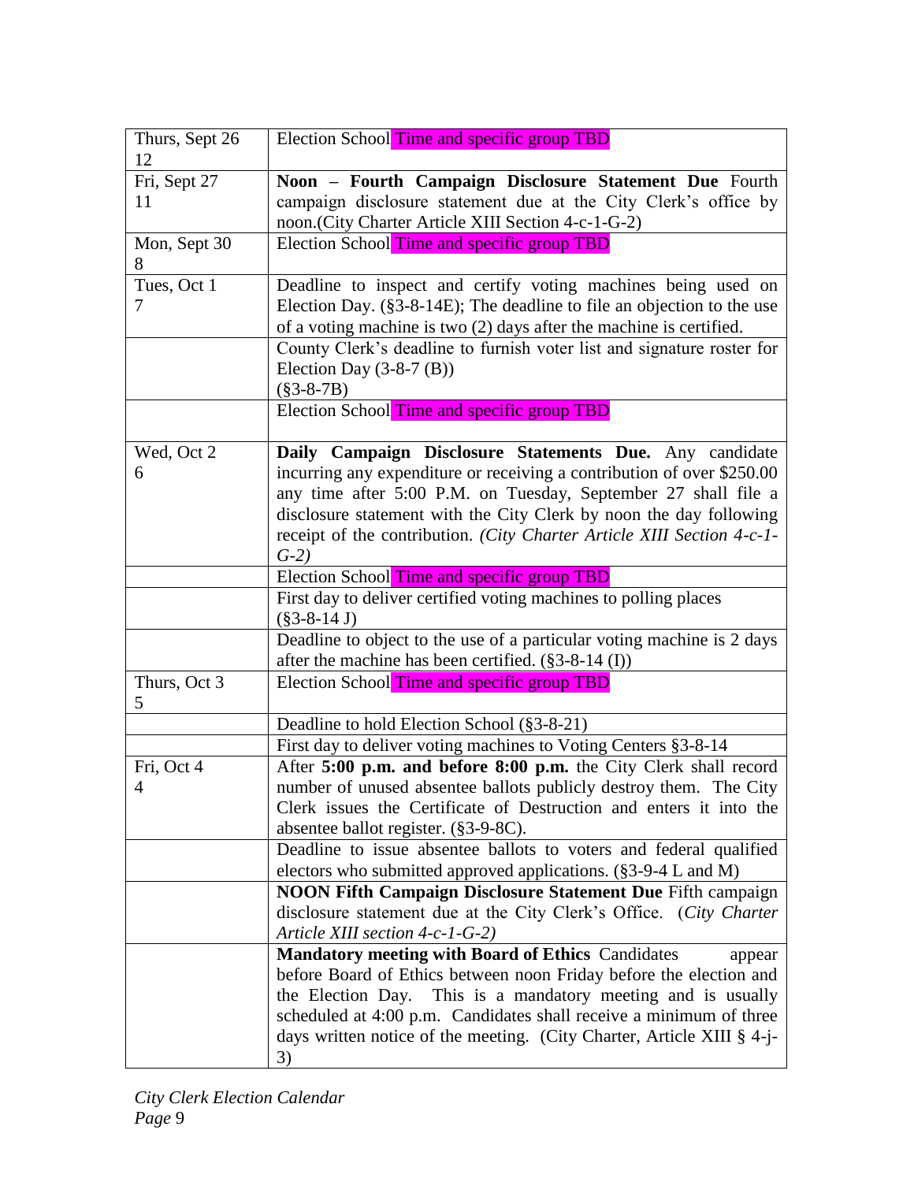| | |
|---|---|
| Thurs, Sept 26<br>12 | Election School Time and specific group TBD |
| Fri, Sept 27<br>11 | **Noon – Fourth Campaign Disclosure Statement Due** Fourth campaign disclosure statement due at the City Clerk's office by noon.(City Charter Article XIII Section 4-c-1-G-2) |
| Mon, Sept 30<br>8 | Election School Time and specific group TBD |
| Tues, Oct 1<br>7 | Deadline to inspect and certify voting machines being used on Election Day. (§3-8-14E); The deadline to file an objection to the use of a voting machine is two (2) days after the machine is certified. |
| | County Clerk's deadline to furnish voter list and signature roster for Election Day (3-8-7 (B))<br>(§3-8-7B) |
| | Election School Time and specific group TBD |
| Wed, Oct 2<br>6 | **Daily Campaign Disclosure Statements Due.** Any candidate incurring any expenditure or receiving a contribution of over $250.00 any time after 5:00 P.M. on Tuesday, September 27 shall file a disclosure statement with the City Clerk by noon the day following receipt of the contribution. *(City Charter Article XIII Section 4-c-1-G-2)* |
| | Election School Time and specific group TBD |
| | First day to deliver certified voting machines to polling places<br>(§3-8-14 J) |
| | Deadline to object to the use of a particular voting machine is 2 days after the machine has been certified. (§3-8-14 (I)) |
| Thurs, Oct 3<br>5 | Election School Time and specific group TBD |
| | Deadline to hold Election School (§3-8-21) |
| | First day to deliver voting machines to Voting Centers §3-8-14 |
| Fri, Oct 4<br>4 | After **5:00 p.m. and before 8:00 p.m.** the City Clerk shall record number of unused absentee ballots publicly destroy them. The City Clerk issues the Certificate of Destruction and enters it into the absentee ballot register. (§3-9-8C). |
| | Deadline to issue absentee ballots to voters and federal qualified electors who submitted approved applications. (§3-9-4 L and M) |
| | **NOON Fifth Campaign Disclosure Statement Due** Fifth campaign disclosure statement due at the City Clerk's Office. (*City Charter Article XIII section 4-c-1-G-2)* |
| | **Mandatory meeting with Board of Ethics** Candidates appear before Board of Ethics between noon Friday before the election and the Election Day. This is a mandatory meeting and is usually scheduled at 4:00 p.m. Candidates shall receive a minimum of three days written notice of the meeting. (City Charter, Article XIII § 4-j-3) |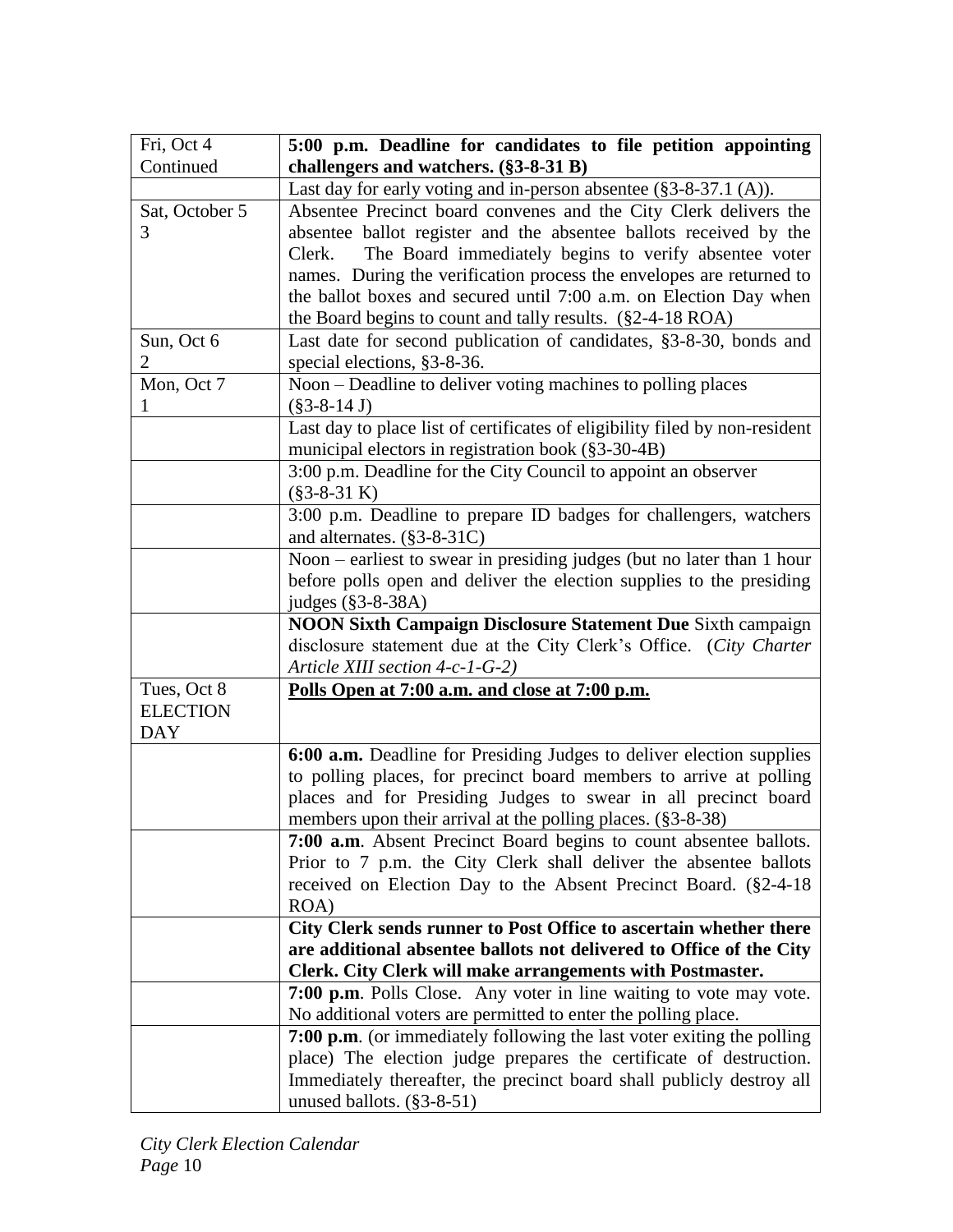| | |
|---|---|
| Fri, Oct 4 Continued | **5:00 p.m. Deadline for candidates to file petition appointing challengers and watchers. (§3-8-31 B)** |
| | Last day for early voting and in-person absentee (§3-8-37.1 (A)). |
| Sat, October 5 3 | Absentee Precinct board convenes and the City Clerk delivers the absentee ballot register and the absentee ballots received by the Clerk. The Board immediately begins to verify absentee voter names. During the verification process the envelopes are returned to the ballot boxes and secured until 7:00 a.m. on Election Day when the Board begins to count and tally results. (§2-4-18 ROA) |
| Sun, Oct 6 2 | Last date for second publication of candidates, §3-8-30, bonds and special elections, §3-8-36. |
| Mon, Oct 7 1 | Noon – Deadline to deliver voting machines to polling places (§3-8-14 J) |
| | Last day to place list of certificates of eligibility filed by non-resident municipal electors in registration book (§3-30-4B) |
| | 3:00 p.m. Deadline for the City Council to appoint an observer (§3-8-31 K) |
| | 3:00 p.m. Deadline to prepare ID badges for challengers, watchers and alternates. (§3-8-31C) |
| | Noon – earliest to swear in presiding judges (but no later than 1 hour before polls open and deliver the election supplies to the presiding judges (§3-8-38A) |
| | **NOON Sixth Campaign Disclosure Statement Due** Sixth campaign disclosure statement due at the City Clerk's Office. (*City Charter Article XIII section 4-c-1-G-2)* |
| Tues, Oct 8 ELECTION DAY | **<u>Polls Open at 7:00 a.m. and close at 7:00 p.m.</u>** |
| | **6:00 a.m.** Deadline for Presiding Judges to deliver election supplies to polling places, for precinct board members to arrive at polling places and for Presiding Judges to swear in all precinct board members upon their arrival at the polling places. (§3-8-38) |
| | **7:00 a.m**. Absent Precinct Board begins to count absentee ballots. Prior to 7 p.m. the City Clerk shall deliver the absentee ballots received on Election Day to the Absent Precinct Board. (§2-4-18 ROA) |
| | **City Clerk sends runner to Post Office to ascertain whether there are additional absentee ballots not delivered to Office of the City Clerk. City Clerk will make arrangements with Postmaster.** |
| | **7:00 p.m**. Polls Close. Any voter in line waiting to vote may vote. No additional voters are permitted to enter the polling place. |
| | **7:00 p.m**. (or immediately following the last voter exiting the polling place) The election judge prepares the certificate of destruction. Immediately thereafter, the precinct board shall publicly destroy all unused ballots. (§3-8-51) |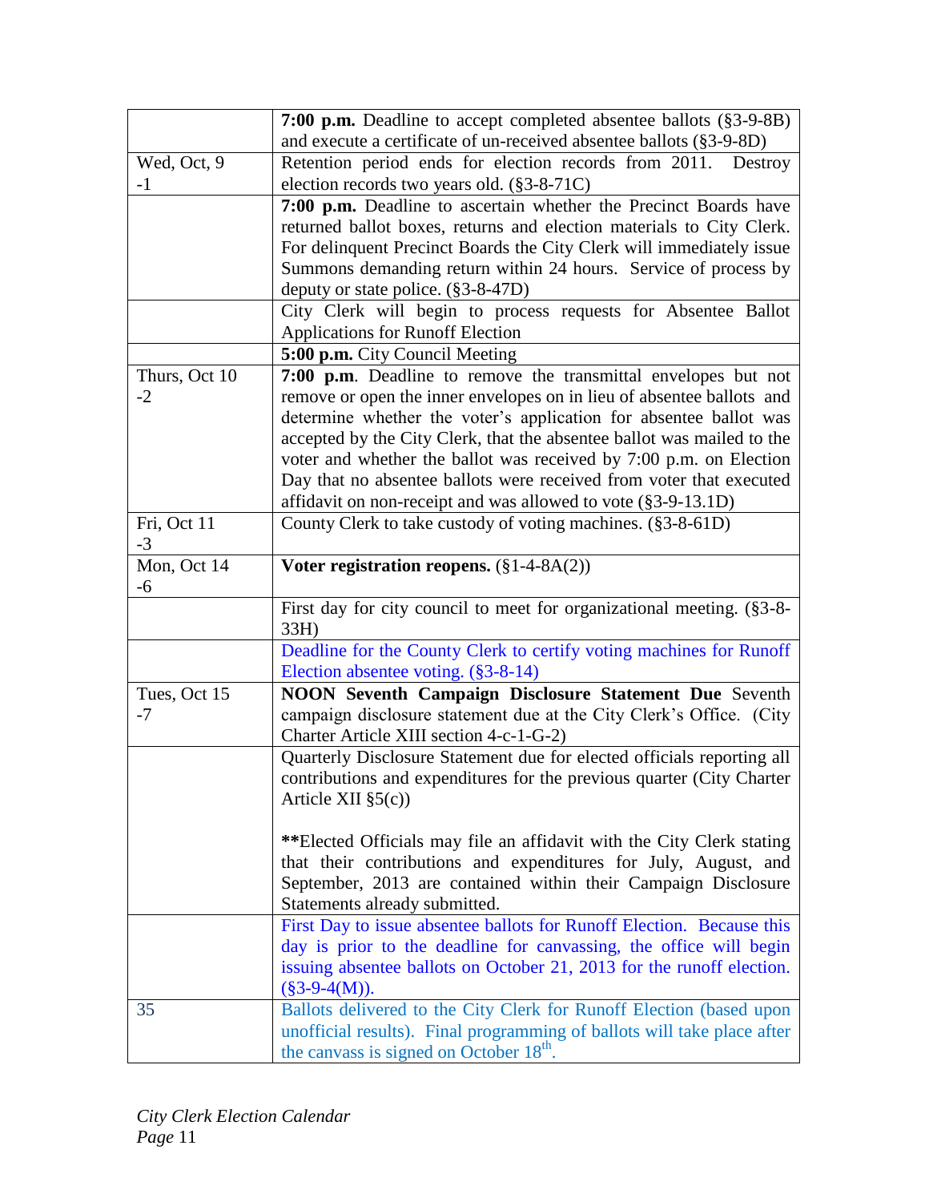| | |
|---|---|
| | **7:00 p.m.** Deadline to accept completed absentee ballots (§3-9-8B) and execute a certificate of un-received absentee ballots (§3-9-8D) |
| Wed, Oct, 9<br>-1 | Retention period ends for election records from 2011. Destroy election records two years old. (§3-8-71C) |
| | **7:00 p.m.** Deadline to ascertain whether the Precinct Boards have returned ballot boxes, returns and election materials to City Clerk. For delinquent Precinct Boards the City Clerk will immediately issue Summons demanding return within 24 hours. Service of process by deputy or state police. (§3-8-47D) |
| | City Clerk will begin to process requests for Absentee Ballot Applications for Runoff Election |
| | **5:00 p.m.** City Council Meeting |
| Thurs, Oct 10<br>-2 | **7:00 p.m**. Deadline to remove the transmittal envelopes but not remove or open the inner envelopes on in lieu of absentee ballots and determine whether the voter's application for absentee ballot was accepted by the City Clerk, that the absentee ballot was mailed to the voter and whether the ballot was received by 7:00 p.m. on Election Day that no absentee ballots were received from voter that executed affidavit on non-receipt and was allowed to vote (§3-9-13.1D) |
| Fri, Oct 11<br>-3 | County Clerk to take custody of voting machines. (§3-8-61D) |
| Mon, Oct 14<br>-6 | **Voter registration reopens.** (§1-4-8A(2)) |
| | First day for city council to meet for organizational meeting. (§3-8-33H) |
| | Deadline for the County Clerk to certify voting machines for Runoff Election absentee voting. (§3-8-14) |
| Tues, Oct 15<br>-7 | **NOON Seventh Campaign Disclosure Statement Due** Seventh campaign disclosure statement due at the City Clerk's Office. (City Charter Article XIII section 4-c-1-G-2) |
| | Quarterly Disclosure Statement due for elected officials reporting all contributions and expenditures for the previous quarter (City Charter Article XII §5(c))<br><br>**Elected Officials may file an affidavit with the City Clerk stating that their contributions and expenditures for July, August, and September, 2013 are contained within their Campaign Disclosure Statements already submitted. |
| | First Day to issue absentee ballots for Runoff Election. Because this day is prior to the deadline for canvassing, the office will begin issuing absentee ballots on October 21, 2013 for the runoff election. (§3-9-4(M)). |
| 35 | Ballots delivered to the City Clerk for Runoff Election (based upon unofficial results). Final programming of ballots will take place after the canvass is signed on October 18th. |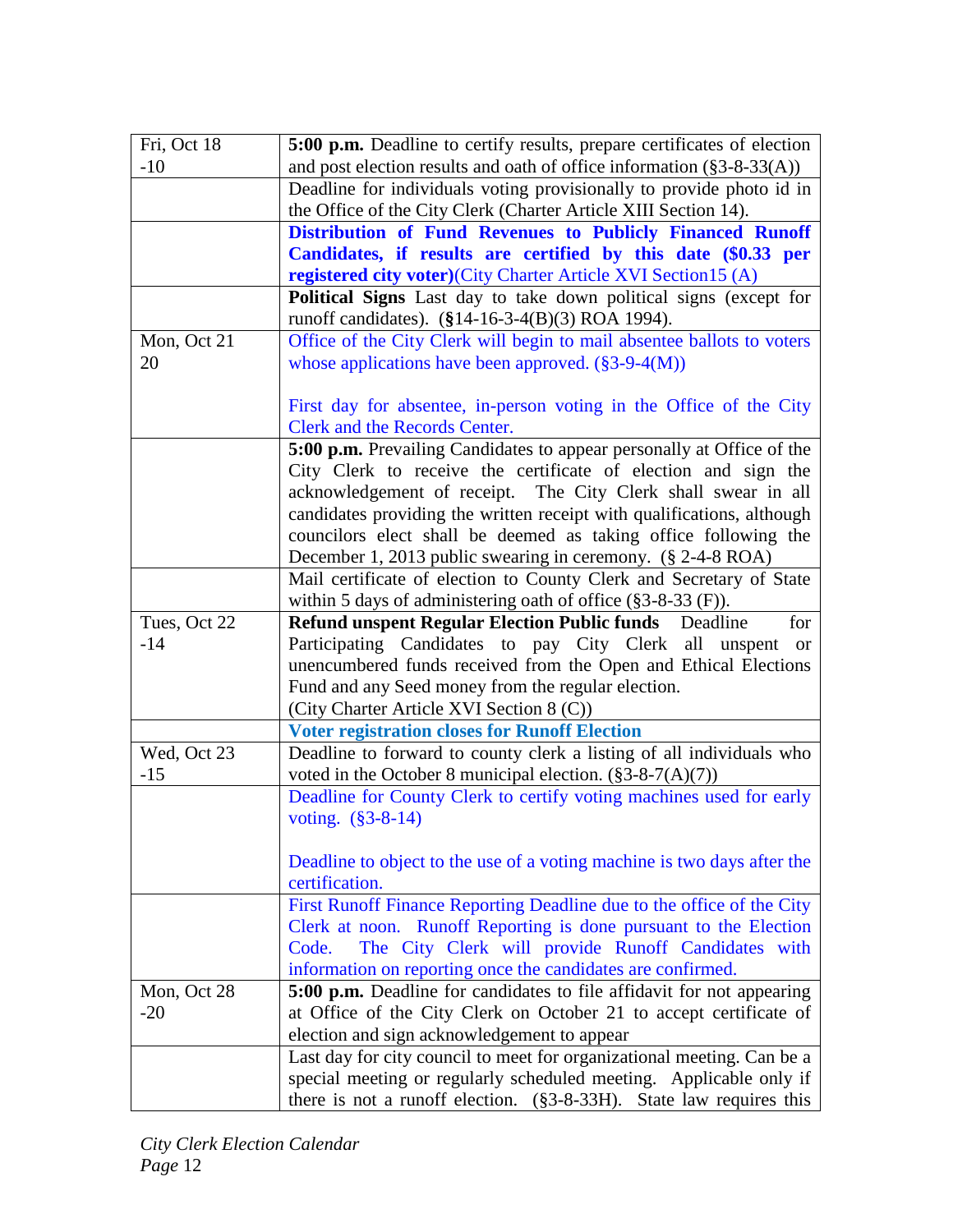| | |
|---|---|
| Fri, Oct 18<br>-10 | **5:00 p.m.** Deadline to certify results, prepare certificates of election and post election results and oath of office information (§3-8-33(A)) |
| | Deadline for individuals voting provisionally to provide photo id in the Office of the City Clerk (Charter Article XIII Section 14). |
| | **Distribution of Fund Revenues to Publicly Financed Runoff Candidates, if results are certified by this date ($0.33 per registered city voter)**(City Charter Article XVI Section15 (A) |
| | **Political Signs** Last day to take down political signs (except for runoff candidates). (**§**14-16-3-4(B)(3) ROA 1994). |
| Mon, Oct 21<br>20 | Office of the City Clerk will begin to mail absentee ballots to voters whose applications have been approved. (§3-9-4(M))<br><br>First day for absentee, in-person voting in the Office of the City Clerk and the Records Center. |
| | **5:00 p.m.** Prevailing Candidates to appear personally at Office of the City Clerk to receive the certificate of election and sign the acknowledgement of receipt. The City Clerk shall swear in all candidates providing the written receipt with qualifications, although councilors elect shall be deemed as taking office following the December 1, 2013 public swearing in ceremony. (§ 2-4-8 ROA) |
| | Mail certificate of election to County Clerk and Secretary of State within 5 days of administering oath of office (§3-8-33 (F)). |
| Tues, Oct 22<br>-14 | **Refund unspent Regular Election Public funds** Deadline for Participating Candidates to pay City Clerk all unspent or unencumbered funds received from the Open and Ethical Elections Fund and any Seed money from the regular election.<br>(City Charter Article XVI Section 8 (C)) |
| | **Voter registration closes for Runoff Election** |
| Wed, Oct 23<br>-15 | Deadline to forward to county clerk a listing of all individuals who voted in the October 8 municipal election. (§3-8-7(A)(7)) |
| | Deadline for County Clerk to certify voting machines used for early voting. (§3-8-14)<br><br>Deadline to object to the use of a voting machine is two days after the certification. |
| | First Runoff Finance Reporting Deadline due to the office of the City Clerk at noon. Runoff Reporting is done pursuant to the Election Code. The City Clerk will provide Runoff Candidates with information on reporting once the candidates are confirmed. |
| Mon, Oct 28<br>-20 | **5:00 p.m.** Deadline for candidates to file affidavit for not appearing at Office of the City Clerk on October 21 to accept certificate of election and sign acknowledgement to appear |
| | Last day for city council to meet for organizational meeting. Can be a special meeting or regularly scheduled meeting. Applicable only if there is not a runoff election. (§3-8-33H). State law requires this |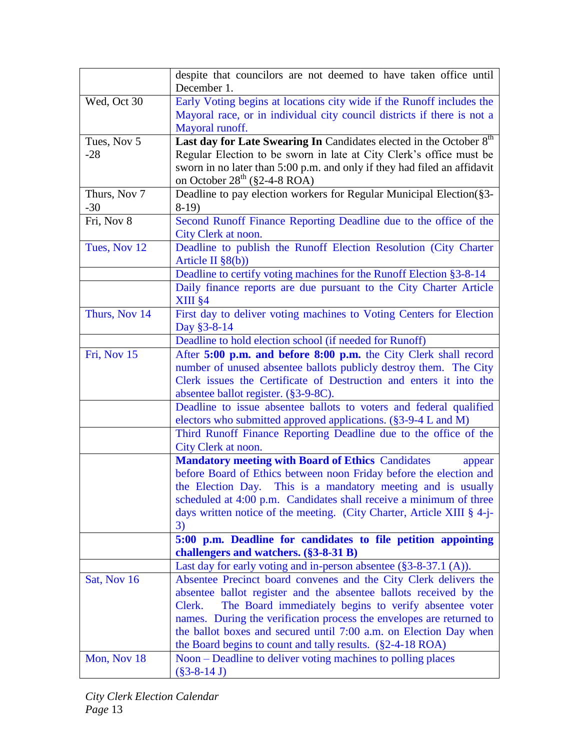| | |
|---|---|
| | despite that councilors are not deemed to have taken office until December 1. |
| Wed, Oct 30 | Early Voting begins at locations city wide if the Runoff includes the Mayoral race, or in individual city council districts if there is not a Mayoral runoff. |
| Tues, Nov 5 -28 | **Last day for Late Swearing In** Candidates elected in the October 8th Regular Election to be sworn in late at City Clerk's office must be sworn in no later than 5:00 p.m. and only if they had filed an affidavit on October 28th (§2-4-8 ROA) |
| Thurs, Nov 7 -30 | Deadline to pay election workers for Regular Municipal Election(§3-8-19) |
| Fri, Nov 8 | Second Runoff Finance Reporting Deadline due to the office of the City Clerk at noon. |
| Tues, Nov 12 | Deadline to publish the Runoff Election Resolution (City Charter Article II §8(b)) |
| | Deadline to certify voting machines for the Runoff Election §3-8-14 |
| | Daily finance reports are due pursuant to the City Charter Article XIII §4 |
| Thurs, Nov 14 | First day to deliver voting machines to Voting Centers for Election Day §3-8-14 |
| | Deadline to hold election school (if needed for Runoff) |
| Fri, Nov 15 | After **5:00 p.m. and before 8:00 p.m.** the City Clerk shall record number of unused absentee ballots publicly destroy them. The City Clerk issues the Certificate of Destruction and enters it into the absentee ballot register. (§3-9-8C). |
| | Deadline to issue absentee ballots to voters and federal qualified electors who submitted approved applications. (§3-9-4 L and M) |
| | Third Runoff Finance Reporting Deadline due to the office of the City Clerk at noon. |
| | **Mandatory meeting with Board of Ethics** Candidates appear before Board of Ethics between noon Friday before the election and the Election Day. This is a mandatory meeting and is usually scheduled at 4:00 p.m. Candidates shall receive a minimum of three days written notice of the meeting. (City Charter, Article XIII § 4-j-3) |
| | **5:00 p.m. Deadline for candidates to file petition appointing challengers and watchers. (§3-8-31 B)** |
| | Last day for early voting and in-person absentee (§3-8-37.1 (A)). |
| Sat, Nov 16 | Absentee Precinct board convenes and the City Clerk delivers the absentee ballot register and the absentee ballots received by the Clerk. The Board immediately begins to verify absentee voter names. During the verification process the envelopes are returned to the ballot boxes and secured until 7:00 a.m. on Election Day when the Board begins to count and tally results. (§2-4-18 ROA) |
| Mon, Nov 18 | Noon – Deadline to deliver voting machines to polling places (§3-8-14 J) |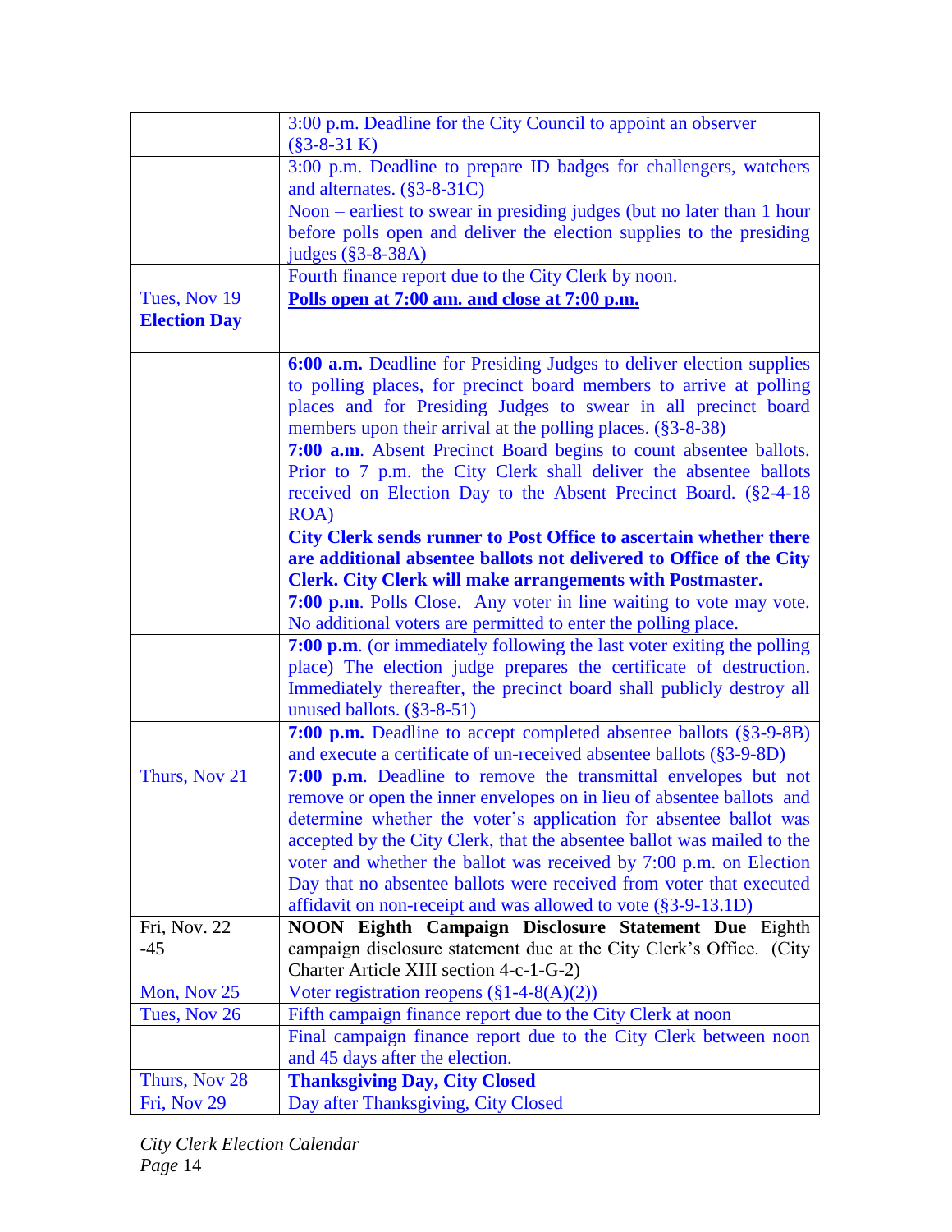| | |
|---|---|
| | 3:00 p.m. Deadline for the City Council to appoint an observer (§3-8-31 K) |
| | 3:00 p.m. Deadline to prepare ID badges for challengers, watchers and alternates. (§3-8-31C) |
| | Noon – earliest to swear in presiding judges (but no later than 1 hour before polls open and deliver the election supplies to the presiding judges (§3-8-38A) |
| | Fourth finance report due to the City Clerk by noon. |
| Tues, Nov 19 **Election Day** | **Polls open at 7:00 am. and close at 7:00 p.m.** |
| | **6:00 a.m.** Deadline for Presiding Judges to deliver election supplies to polling places, for precinct board members to arrive at polling places and for Presiding Judges to swear in all precinct board members upon their arrival at the polling places. (§3-8-38) |
| | **7:00 a.m**. Absent Precinct Board begins to count absentee ballots. Prior to 7 p.m. the City Clerk shall deliver the absentee ballots received on Election Day to the Absent Precinct Board. (§2-4-18 ROA) |
| | **City Clerk sends runner to Post Office to ascertain whether there are additional absentee ballots not delivered to Office of the City Clerk. City Clerk will make arrangements with Postmaster.** |
| | **7:00 p.m**. Polls Close. Any voter in line waiting to vote may vote. No additional voters are permitted to enter the polling place. |
| | **7:00 p.m**. (or immediately following the last voter exiting the polling place) The election judge prepares the certificate of destruction. Immediately thereafter, the precinct board shall publicly destroy all unused ballots. (§3-8-51) |
| | **7:00 p.m.** Deadline to accept completed absentee ballots (§3-9-8B) and execute a certificate of un-received absentee ballots (§3-9-8D) |
| Thurs, Nov 21 | **7:00 p.m**. Deadline to remove the transmittal envelopes but not remove or open the inner envelopes on in lieu of absentee ballots and determine whether the voter's application for absentee ballot was accepted by the City Clerk, that the absentee ballot was mailed to the voter and whether the ballot was received by 7:00 p.m. on Election Day that no absentee ballots were received from voter that executed affidavit on non-receipt and was allowed to vote (§3-9-13.1D) |
| Fri, Nov. 22 -45 | **NOON Eighth Campaign Disclosure Statement Due** Eighth campaign disclosure statement due at the City Clerk's Office. (City Charter Article XIII section 4-c-1-G-2) |
| Mon, Nov 25 | Voter registration reopens (§1-4-8(A)(2)) |
| Tues, Nov 26 | Fifth campaign finance report due to the City Clerk at noon |
| | Final campaign finance report due to the City Clerk between noon and 45 days after the election. |
| Thurs, Nov 28 | **Thanksgiving Day, City Closed** |
| Fri, Nov 29 | Day after Thanksgiving, City Closed |

*City Clerk Election Calendar*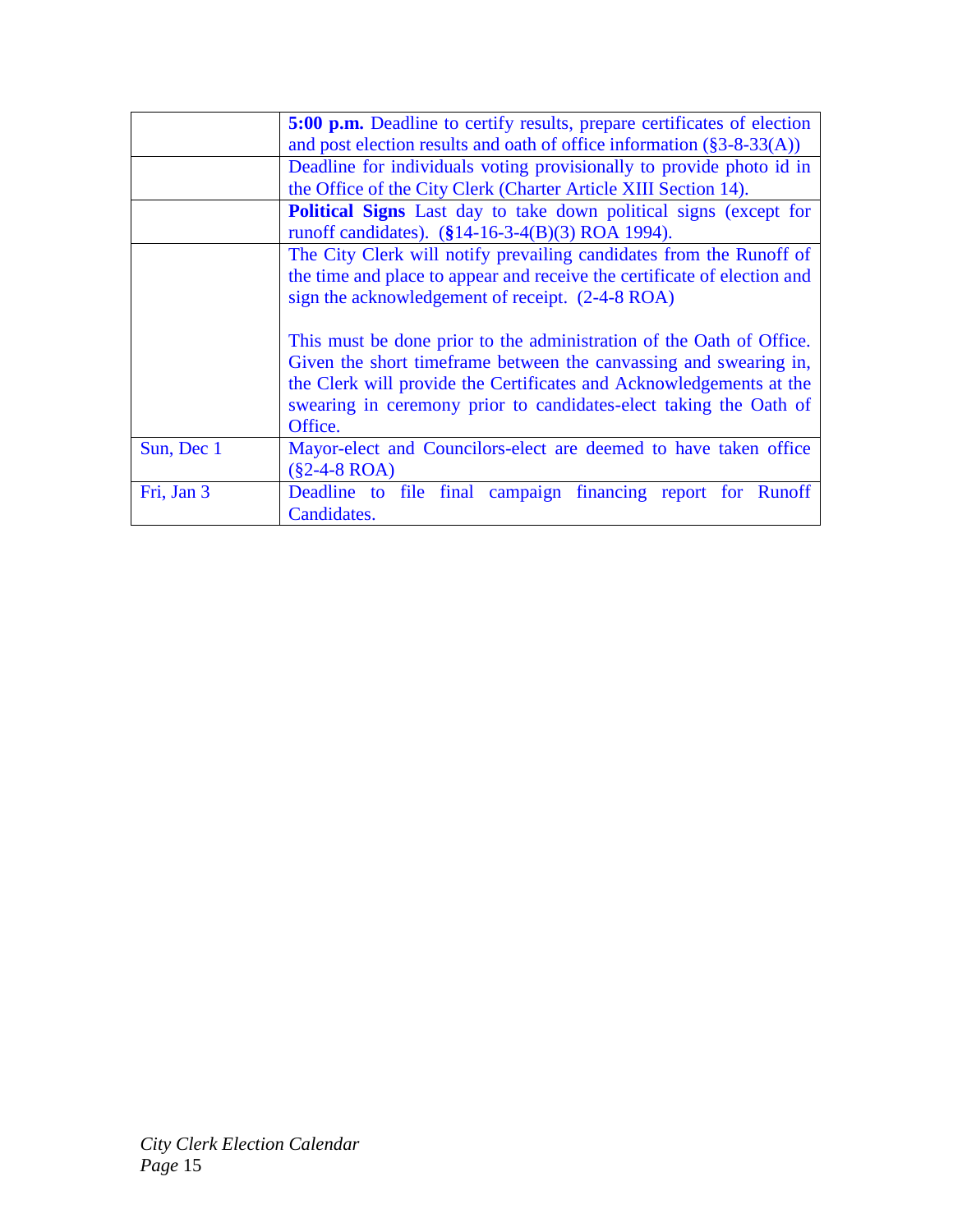| | |
|---|---|
| | **5:00 p.m.** Deadline to certify results, prepare certificates of election and post election results and oath of office information (§3-8-33(A)) |
| | Deadline for individuals voting provisionally to provide photo id in the Office of the City Clerk (Charter Article XIII Section 14). |
| | **Political Signs** Last day to take down political signs (except for runoff candidates). (**§**14-16-3-4(B)(3) ROA 1994). |
| | The City Clerk will notify prevailing candidates from the Runoff of the time and place to appear and receive the certificate of election and sign the acknowledgement of receipt. (2-4-8 ROA)<br><br>This must be done prior to the administration of the Oath of Office. Given the short timeframe between the canvassing and swearing in, the Clerk will provide the Certificates and Acknowledgements at the swearing in ceremony prior to candidates-elect taking the Oath of Office. |
| Sun, Dec 1 | Mayor-elect and Councilors-elect are deemed to have taken office (§2-4-8 ROA) |
| Fri, Jan 3 | Deadline to file final campaign financing report for Runoff Candidates. |